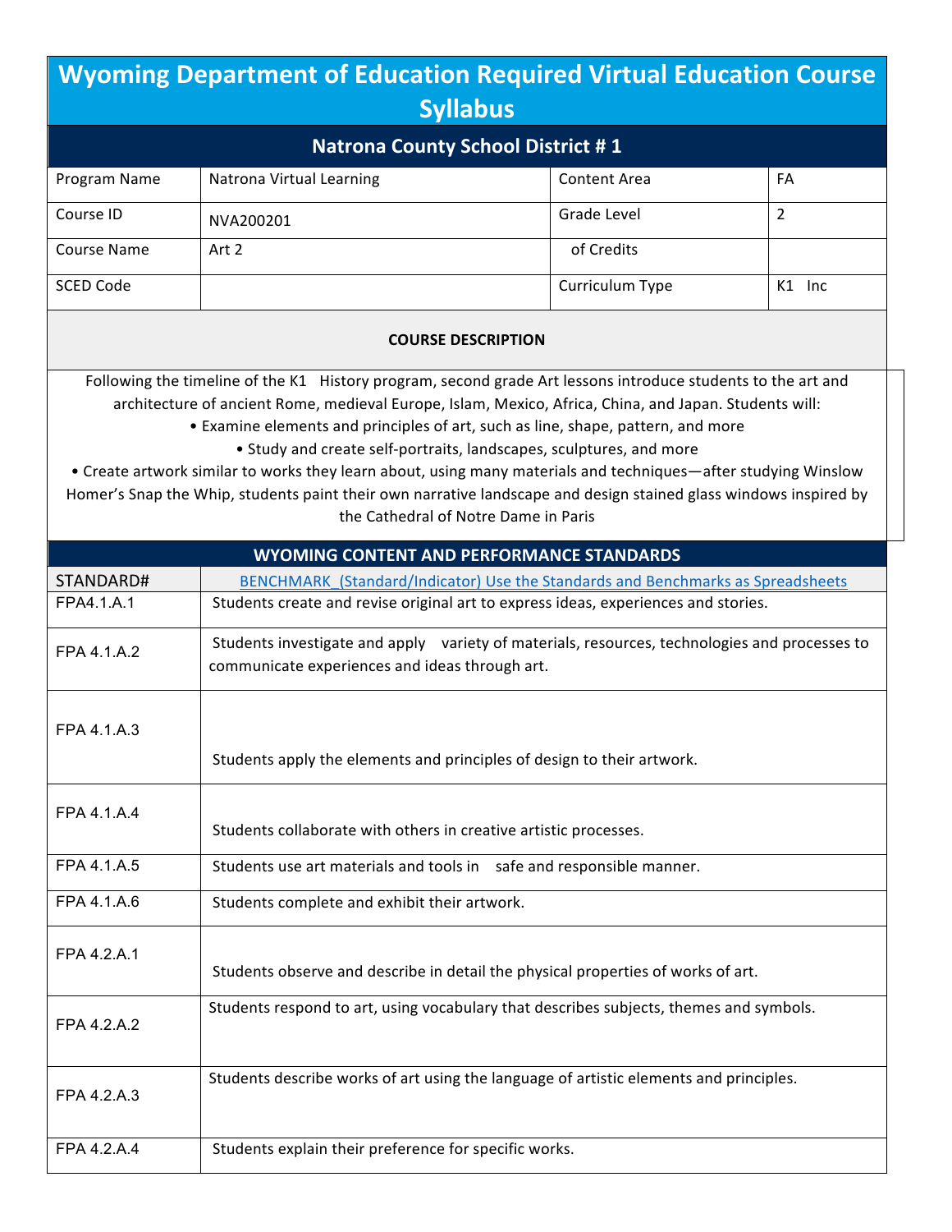# Wyoming Department of Education Required Virtual Education Course Syllabus

## Natrona County School District # 1

| | | | |
|---|---|---|---|
| Program Name | Natrona Virtual Learning | Content Area | FA |
| Course ID | NVA200201 | Grade Level | 2 |
| Course Name | Art 2 | of Credits | |
| SCED Code | | Curriculum Type | K1 Inc |

**COURSE DESCRIPTION**

Following the timeline of the K1 History program, second grade Art lessons introduce students to the art and architecture of ancient Rome, medieval Europe, Islam, Mexico, Africa, China, and Japan. Students will:

- Examine elements and principles of art, such as line, shape, pattern, and more
- Study and create self-portraits, landscapes, sculptures, and more
- Create artwork similar to works they learn about, using many materials and techniques—after studying Winslow Homer's Snap the Whip, students paint their own narrative landscape and design stained glass windows inspired by the Cathedral of Notre Dame in Paris

**WYOMING CONTENT AND PERFORMANCE STANDARDS**

| STANDARD# | BENCHMARK_(Standard/Indicator) Use the Standards and Benchmarks as Spreadsheets |
|---|---|
| FPA4.1.A.1 | Students create and revise original art to express ideas, experiences and stories. |
| FPA 4.1.A.2 | Students investigate and apply variety of materials, resources, technologies and processes to communicate experiences and ideas through art. |
| FPA 4.1.A.3 | Students apply the elements and principles of design to their artwork. |
| FPA 4.1.A.4 | Students collaborate with others in creative artistic processes. |
| FPA 4.1.A.5 | Students use art materials and tools in safe and responsible manner. |
| FPA 4.1.A.6 | Students complete and exhibit their artwork. |
| FPA 4.2.A.1 | Students observe and describe in detail the physical properties of works of art. |
| FPA 4.2.A.2 | Students respond to art, using vocabulary that describes subjects, themes and symbols. |
| FPA 4.2.A.3 | Students describe works of art using the language of artistic elements and principles. |
| FPA 4.2.A.4 | Students explain their preference for specific works. |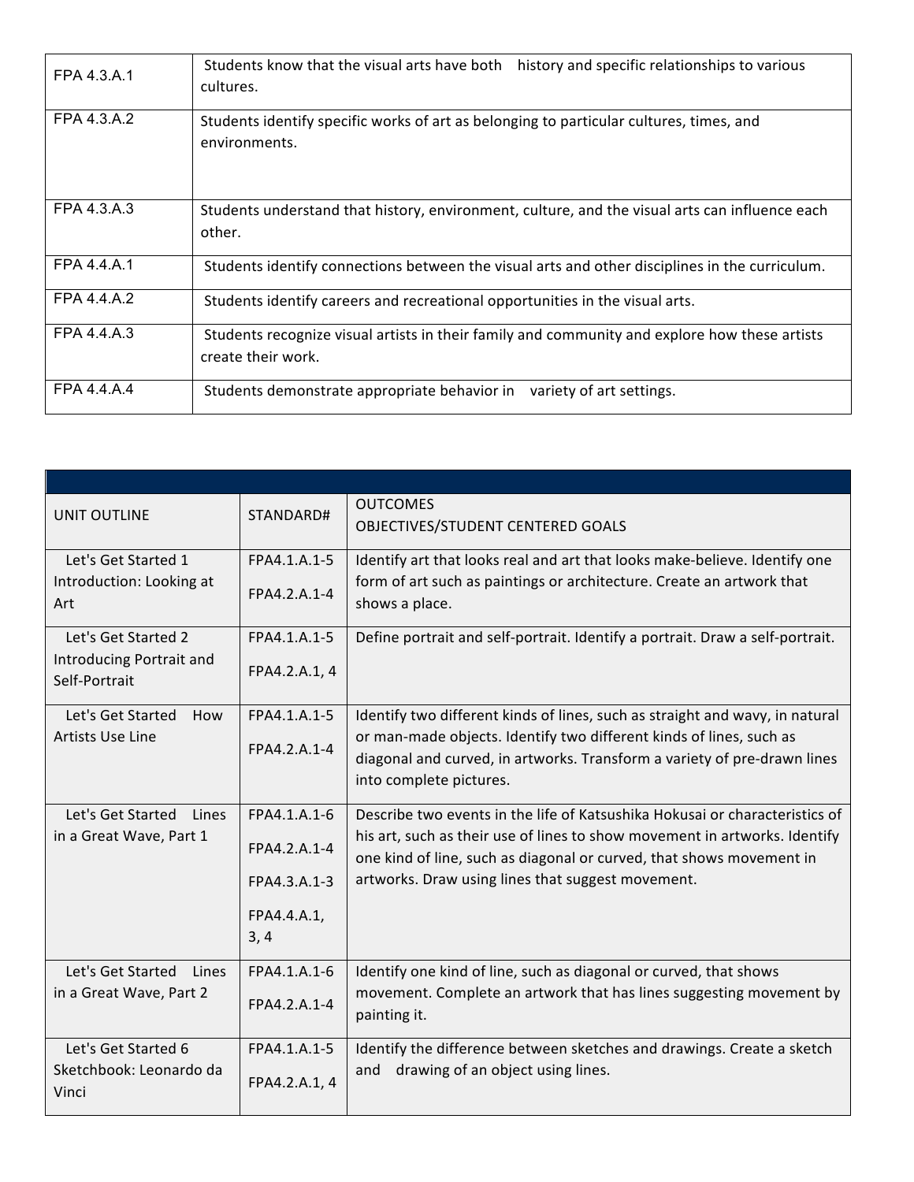| | |
|---|---|
| FPA 4.3.A.1 | Students know that the visual arts have both history and specific relationships to various cultures. |
| FPA 4.3.A.2 | Students identify specific works of art as belonging to particular cultures, times, and environments. |
| FPA 4.3.A.3 | Students understand that history, environment, culture, and the visual arts can influence each other. |
| FPA 4.4.A.1 | Students identify connections between the visual arts and other disciplines in the curriculum. |
| FPA 4.4.A.2 | Students identify careers and recreational opportunities in the visual arts. |
| FPA 4.4.A.3 | Students recognize visual artists in their family and community and explore how these artists create their work. |
| FPA 4.4.A.4 | Students demonstrate appropriate behavior in variety of art settings. |

| UNIT OUTLINE | STANDARD# | OUTCOMES<br>OBJECTIVES/STUDENT CENTERED GOALS |
|---|---|---|
| Let's Get Started 1 Introduction: Looking at Art | FPA4.1.A.1-5<br>FPA4.2.A.1-4 | Identify art that looks real and art that looks make-believe. Identify one form of art such as paintings or architecture. Create an artwork that shows a place. |
| Let's Get Started 2 Introducing Portrait and Self-Portrait | FPA4.1.A.1-5<br>FPA4.2.A.1, 4 | Define portrait and self-portrait. Identify a portrait. Draw a self-portrait. |
| Let's Get Started How Artists Use Line | FPA4.1.A.1-5<br>FPA4.2.A.1-4 | Identify two different kinds of lines, such as straight and wavy, in natural or man-made objects. Identify two different kinds of lines, such as diagonal and curved, in artworks. Transform a variety of pre-drawn lines into complete pictures. |
| Let's Get Started Lines in a Great Wave, Part 1 | FPA4.1.A.1-6<br>FPA4.2.A.1-4<br>FPA4.3.A.1-3<br>FPA4.4.A.1, 3, 4 | Describe two events in the life of Katsushika Hokusai or characteristics of his art, such as their use of lines to show movement in artworks. Identify one kind of line, such as diagonal or curved, that shows movement in artworks. Draw using lines that suggest movement. |
| Let's Get Started Lines in a Great Wave, Part 2 | FPA4.1.A.1-6<br>FPA4.2.A.1-4 | Identify one kind of line, such as diagonal or curved, that shows movement. Complete an artwork that has lines suggesting movement by painting it. |
| Let's Get Started 6 Sketchbook: Leonardo da Vinci | FPA4.1.A.1-5<br>FPA4.2.A.1, 4 | Identify the difference between sketches and drawings. Create a sketch and drawing of an object using lines. |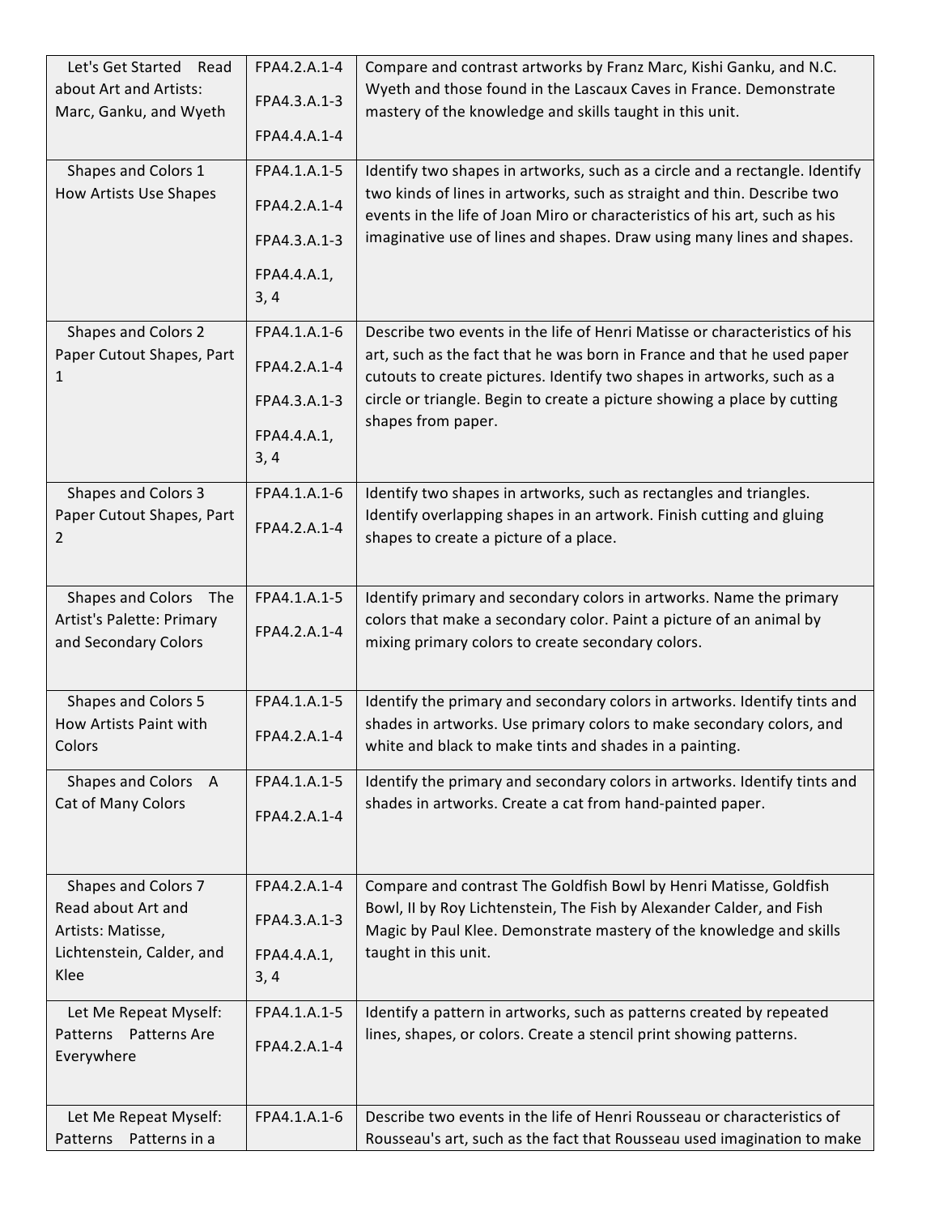| | | |
|---|---|---|
| Let's Get Started Read about Art and Artists: Marc, Ganku, and Wyeth | FPA4.2.A.1-4<br>FPA4.3.A.1-3<br>FPA4.4.A.1-4 | Compare and contrast artworks by Franz Marc, Kishi Ganku, and N.C. Wyeth and those found in the Lascaux Caves in France. Demonstrate mastery of the knowledge and skills taught in this unit. |
| Shapes and Colors 1 How Artists Use Shapes | FPA4.1.A.1-5<br>FPA4.2.A.1-4<br>FPA4.3.A.1-3<br>FPA4.4.A.1, 3, 4 | Identify two shapes in artworks, such as a circle and a rectangle. Identify two kinds of lines in artworks, such as straight and thin. Describe two events in the life of Joan Miro or characteristics of his art, such as his imaginative use of lines and shapes. Draw using many lines and shapes. |
| Shapes and Colors 2 Paper Cutout Shapes, Part 1 | FPA4.1.A.1-6<br>FPA4.2.A.1-4<br>FPA4.3.A.1-3<br>FPA4.4.A.1, 3, 4 | Describe two events in the life of Henri Matisse or characteristics of his art, such as the fact that he was born in France and that he used paper cutouts to create pictures. Identify two shapes in artworks, such as a circle or triangle. Begin to create a picture showing a place by cutting shapes from paper. |
| Shapes and Colors 3 Paper Cutout Shapes, Part 2 | FPA4.1.A.1-6<br>FPA4.2.A.1-4 | Identify two shapes in artworks, such as rectangles and triangles. Identify overlapping shapes in an artwork. Finish cutting and gluing shapes to create a picture of a place. |
| Shapes and Colors The Artist's Palette: Primary and Secondary Colors | FPA4.1.A.1-5<br>FPA4.2.A.1-4 | Identify primary and secondary colors in artworks. Name the primary colors that make a secondary color. Paint a picture of an animal by mixing primary colors to create secondary colors. |
| Shapes and Colors 5 How Artists Paint with Colors | FPA4.1.A.1-5<br>FPA4.2.A.1-4 | Identify the primary and secondary colors in artworks. Identify tints and shades in artworks. Use primary colors to make secondary colors, and white and black to make tints and shades in a painting. |
| Shapes and Colors A Cat of Many Colors | FPA4.1.A.1-5<br>FPA4.2.A.1-4 | Identify the primary and secondary colors in artworks. Identify tints and shades in artworks. Create a cat from hand-painted paper. |
| Shapes and Colors 7 Read about Art and Artists: Matisse, Lichtenstein, Calder, and Klee | FPA4.2.A.1-4<br>FPA4.3.A.1-3<br>FPA4.4.A.1, 3, 4 | Compare and contrast The Goldfish Bowl by Henri Matisse, Goldfish Bowl, II by Roy Lichtenstein, The Fish by Alexander Calder, and Fish Magic by Paul Klee. Demonstrate mastery of the knowledge and skills taught in this unit. |
| Let Me Repeat Myself: Patterns Patterns Are Everywhere | FPA4.1.A.1-5<br>FPA4.2.A.1-4 | Identify a pattern in artworks, such as patterns created by repeated lines, shapes, or colors. Create a stencil print showing patterns. |
| Let Me Repeat Myself: Patterns Patterns in a | FPA4.1.A.1-6 | Describe two events in the life of Henri Rousseau or characteristics of Rousseau's art, such as the fact that Rousseau used imagination to make |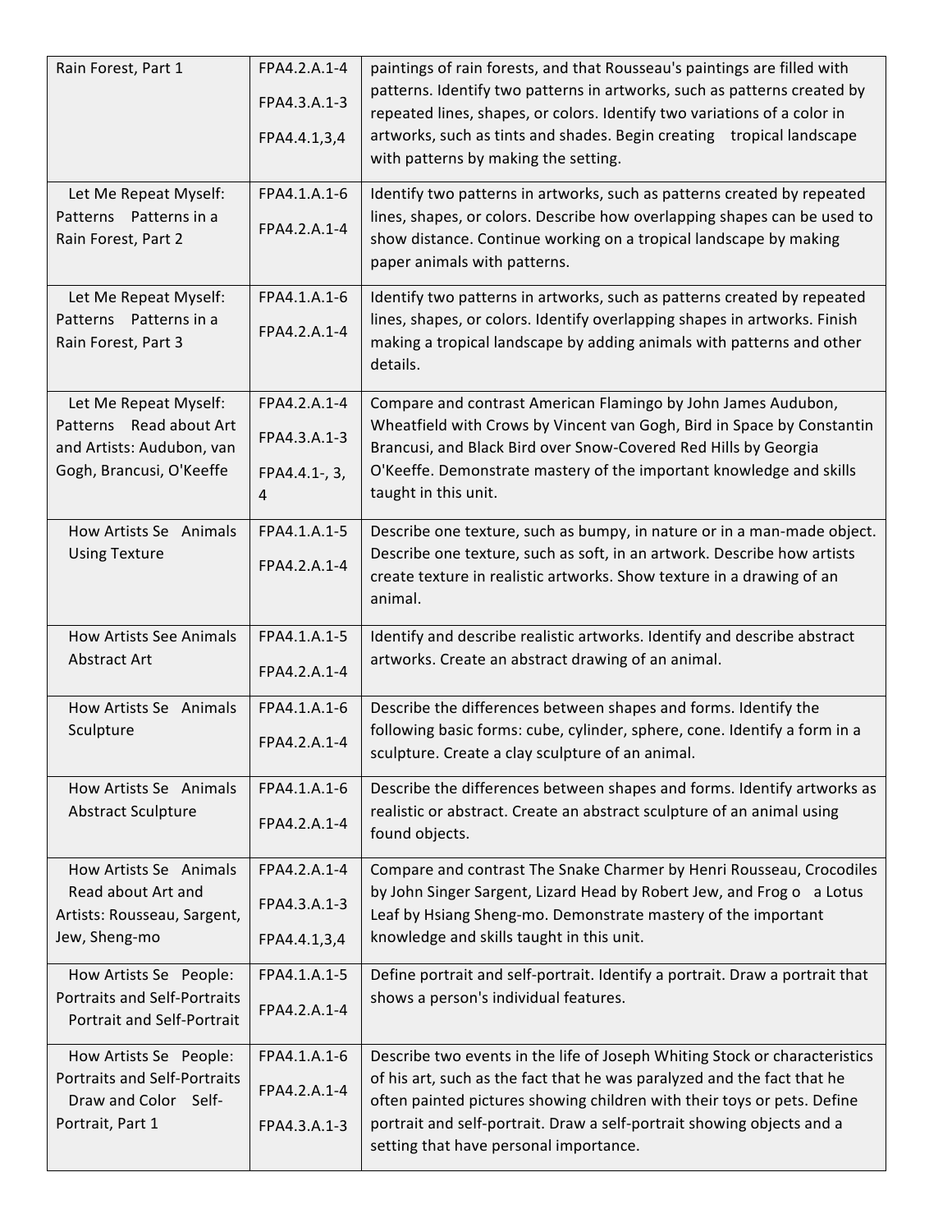| | | |
|---|---|---|
| Rain Forest, Part 1 | FPA4.2.A.1-4<br>FPA4.3.A.1-3<br>FPA4.4.1,3,4 | paintings of rain forests, and that Rousseau's paintings are filled with patterns. Identify two patterns in artworks, such as patterns created by repeated lines, shapes, or colors. Identify two variations of a color in artworks, such as tints and shades. Begin creating tropical landscape with patterns by making the setting. |
| Let Me Repeat Myself: Patterns Patterns in a Rain Forest, Part 2 | FPA4.1.A.1-6<br>FPA4.2.A.1-4 | Identify two patterns in artworks, such as patterns created by repeated lines, shapes, or colors. Describe how overlapping shapes can be used to show distance. Continue working on a tropical landscape by making paper animals with patterns. |
| Let Me Repeat Myself: Patterns Patterns in a Rain Forest, Part 3 | FPA4.1.A.1-6<br>FPA4.2.A.1-4 | Identify two patterns in artworks, such as patterns created by repeated lines, shapes, or colors. Identify overlapping shapes in artworks. Finish making a tropical landscape by adding animals with patterns and other details. |
| Let Me Repeat Myself: Patterns Read about Art and Artists: Audubon, van Gogh, Brancusi, O'Keeffe | FPA4.2.A.1-4<br>FPA4.3.A.1-3<br>FPA4.4.1-, 3, 4 | Compare and contrast American Flamingo by John James Audubon, Wheatfield with Crows by Vincent van Gogh, Bird in Space by Constantin Brancusi, and Black Bird over Snow-Covered Red Hills by Georgia O'Keeffe. Demonstrate mastery of the important knowledge and skills taught in this unit. |
| How Artists Se Animals Using Texture | FPA4.1.A.1-5<br>FPA4.2.A.1-4 | Describe one texture, such as bumpy, in nature or in a man-made object. Describe one texture, such as soft, in an artwork. Describe how artists create texture in realistic artworks. Show texture in a drawing of an animal. |
| How Artists See Animals Abstract Art | FPA4.1.A.1-5<br>FPA4.2.A.1-4 | Identify and describe realistic artworks. Identify and describe abstract artworks. Create an abstract drawing of an animal. |
| How Artists Se Animals Sculpture | FPA4.1.A.1-6<br>FPA4.2.A.1-4 | Describe the differences between shapes and forms. Identify the following basic forms: cube, cylinder, sphere, cone. Identify a form in a sculpture. Create a clay sculpture of an animal. |
| How Artists Se Animals Abstract Sculpture | FPA4.1.A.1-6<br>FPA4.2.A.1-4 | Describe the differences between shapes and forms. Identify artworks as realistic or abstract. Create an abstract sculpture of an animal using found objects. |
| How Artists Se Animals Read about Art and Artists: Rousseau, Sargent, Jew, Sheng-mo | FPA4.2.A.1-4<br>FPA4.3.A.1-3<br>FPA4.4.1,3,4 | Compare and contrast The Snake Charmer by Henri Rousseau, Crocodiles by John Singer Sargent, Lizard Head by Robert Jew, and Frog o a Lotus Leaf by Hsiang Sheng-mo. Demonstrate mastery of the important knowledge and skills taught in this unit. |
| How Artists Se People: Portraits and Self-Portraits Portrait and Self-Portrait | FPA4.1.A.1-5<br>FPA4.2.A.1-4 | Define portrait and self-portrait. Identify a portrait. Draw a portrait that shows a person's individual features. |
| How Artists Se People: Portraits and Self-Portraits Draw and Color Self-Portrait, Part 1 | FPA4.1.A.1-6<br>FPA4.2.A.1-4<br>FPA4.3.A.1-3 | Describe two events in the life of Joseph Whiting Stock or characteristics of his art, such as the fact that he was paralyzed and the fact that he often painted pictures showing children with their toys or pets. Define portrait and self-portrait. Draw a self-portrait showing objects and a setting that have personal importance. |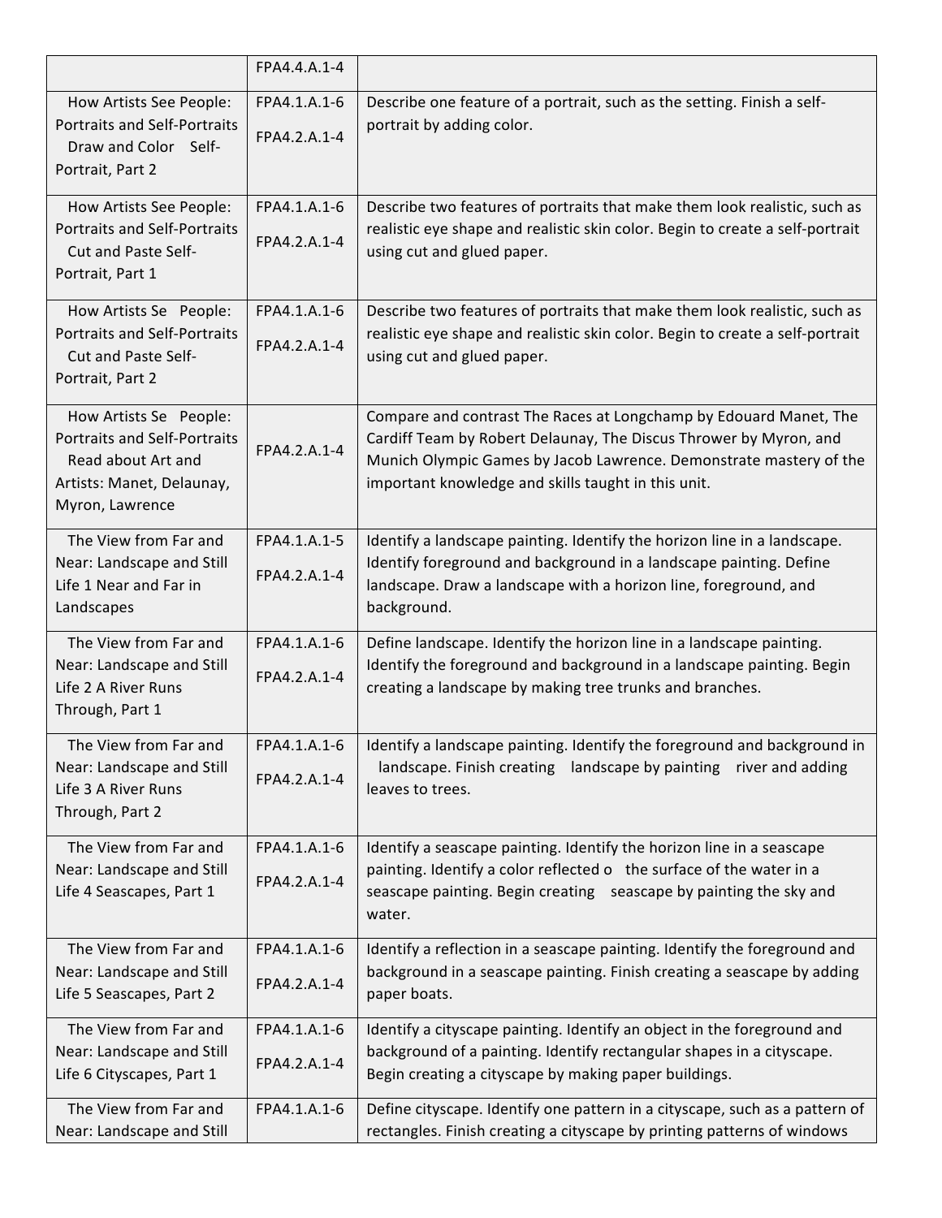| | | |
|---|---|---|
| | FPA4.4.A.1-4 | |
| How Artists See People: Portraits and Self-Portraits Draw and Color Self-Portrait, Part 2 | FPA4.1.A.1-6<br>FPA4.2.A.1-4 | Describe one feature of a portrait, such as the setting. Finish a self-portrait by adding color. |
| How Artists See People: Portraits and Self-Portraits Cut and Paste Self-Portrait, Part 1 | FPA4.1.A.1-6<br>FPA4.2.A.1-4 | Describe two features of portraits that make them look realistic, such as realistic eye shape and realistic skin color. Begin to create a self-portrait using cut and glued paper. |
| How Artists Se People: Portraits and Self-Portraits Cut and Paste Self-Portrait, Part 2 | FPA4.1.A.1-6<br>FPA4.2.A.1-4 | Describe two features of portraits that make them look realistic, such as realistic eye shape and realistic skin color. Begin to create a self-portrait using cut and glued paper. |
| How Artists Se People: Portraits and Self-Portraits Read about Art and Artists: Manet, Delaunay, Myron, Lawrence | FPA4.2.A.1-4 | Compare and contrast The Races at Longchamp by Edouard Manet, The Cardiff Team by Robert Delaunay, The Discus Thrower by Myron, and Munich Olympic Games by Jacob Lawrence. Demonstrate mastery of the important knowledge and skills taught in this unit. |
| The View from Far and Near: Landscape and Still Life 1 Near and Far in Landscapes | FPA4.1.A.1-5<br>FPA4.2.A.1-4 | Identify a landscape painting. Identify the horizon line in a landscape. Identify foreground and background in a landscape painting. Define landscape. Draw a landscape with a horizon line, foreground, and background. |
| The View from Far and Near: Landscape and Still Life 2 A River Runs Through, Part 1 | FPA4.1.A.1-6<br>FPA4.2.A.1-4 | Define landscape. Identify the horizon line in a landscape painting. Identify the foreground and background in a landscape painting. Begin creating a landscape by making tree trunks and branches. |
| The View from Far and Near: Landscape and Still Life 3 A River Runs Through, Part 2 | FPA4.1.A.1-6<br>FPA4.2.A.1-4 | Identify a landscape painting. Identify the foreground and background in landscape. Finish creating landscape by painting river and adding leaves to trees. |
| The View from Far and Near: Landscape and Still Life 4 Seascapes, Part 1 | FPA4.1.A.1-6<br>FPA4.2.A.1-4 | Identify a seascape painting. Identify the horizon line in a seascape painting. Identify a color reflected o the surface of the water in a seascape painting. Begin creating seascape by painting the sky and water. |
| The View from Far and Near: Landscape and Still Life 5 Seascapes, Part 2 | FPA4.1.A.1-6<br>FPA4.2.A.1-4 | Identify a reflection in a seascape painting. Identify the foreground and background in a seascape painting. Finish creating a seascape by adding paper boats. |
| The View from Far and Near: Landscape and Still Life 6 Cityscapes, Part 1 | FPA4.1.A.1-6<br>FPA4.2.A.1-4 | Identify a cityscape painting. Identify an object in the foreground and background of a painting. Identify rectangular shapes in a cityscape. Begin creating a cityscape by making paper buildings. |
| The View from Far and Near: Landscape and Still | FPA4.1.A.1-6 | Define cityscape. Identify one pattern in a cityscape, such as a pattern of rectangles. Finish creating a cityscape by printing patterns of windows |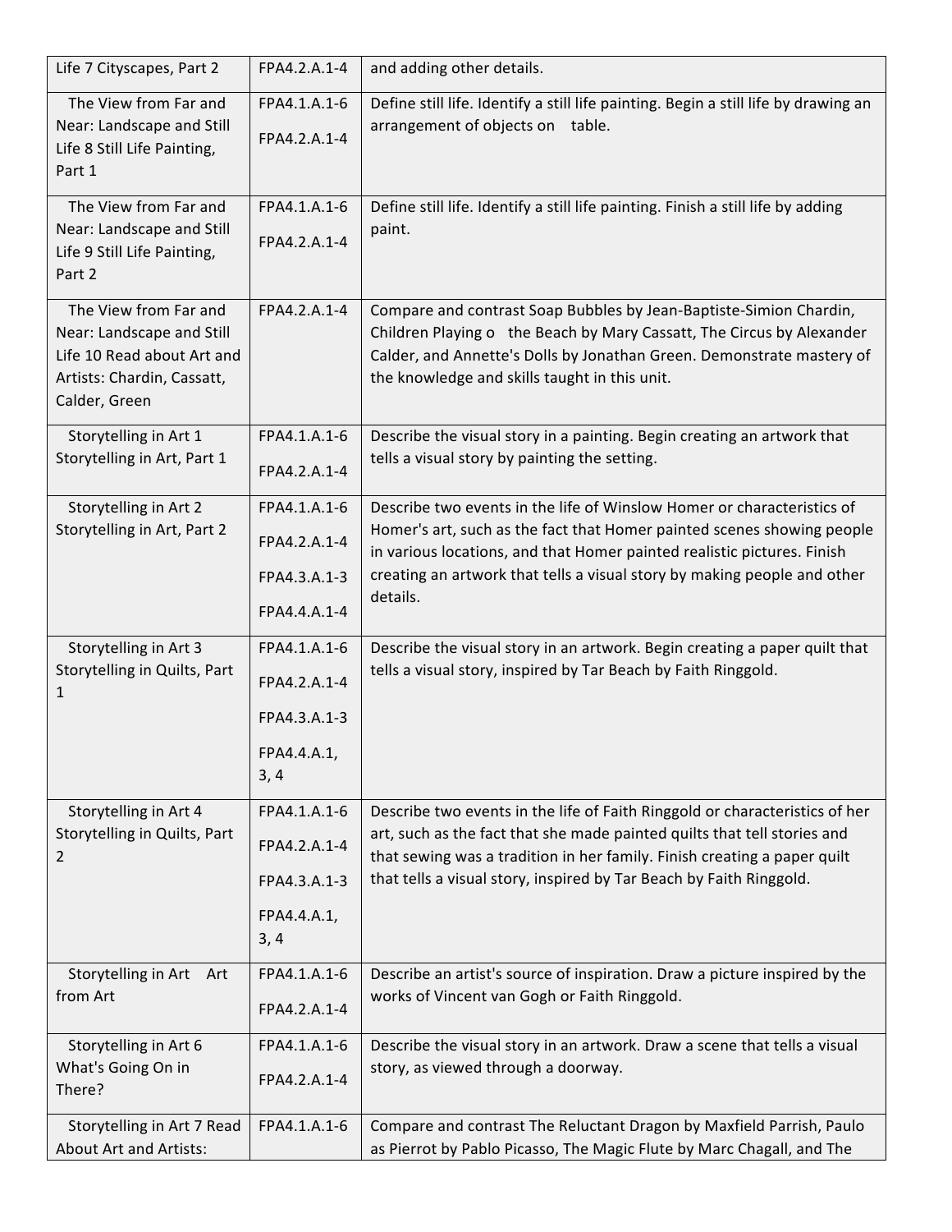| Life 7 Cityscapes, Part 2 | FPA4.2.A.1-4 | and adding other details. |
|---|---|---|
| The View from Far and Near: Landscape and Still Life 8 Still Life Painting, Part 1 | FPA4.1.A.1-6 FPA4.2.A.1-4 | Define still life. Identify a still life painting. Begin a still life by drawing an arrangement of objects on table. |
| The View from Far and Near: Landscape and Still Life 9 Still Life Painting, Part 2 | FPA4.1.A.1-6 FPA4.2.A.1-4 | Define still life. Identify a still life painting. Finish a still life by adding paint. |
| The View from Far and Near: Landscape and Still Life 10 Read about Art and Artists: Chardin, Cassatt, Calder, Green | FPA4.2.A.1-4 | Compare and contrast Soap Bubbles by Jean-Baptiste-Simion Chardin, Children Playing o the Beach by Mary Cassatt, The Circus by Alexander Calder, and Annette's Dolls by Jonathan Green. Demonstrate mastery of the knowledge and skills taught in this unit. |
| Storytelling in Art 1 Storytelling in Art, Part 1 | FPA4.1.A.1-6 FPA4.2.A.1-4 | Describe the visual story in a painting. Begin creating an artwork that tells a visual story by painting the setting. |
| Storytelling in Art 2 Storytelling in Art, Part 2 | FPA4.1.A.1-6 FPA4.2.A.1-4 FPA4.3.A.1-3 FPA4.4.A.1-4 | Describe two events in the life of Winslow Homer or characteristics of Homer's art, such as the fact that Homer painted scenes showing people in various locations, and that Homer painted realistic pictures. Finish creating an artwork that tells a visual story by making people and other details. |
| Storytelling in Art 3 Storytelling in Quilts, Part 1 | FPA4.1.A.1-6 FPA4.2.A.1-4 FPA4.3.A.1-3 FPA4.4.A.1, 3, 4 | Describe the visual story in an artwork. Begin creating a paper quilt that tells a visual story, inspired by Tar Beach by Faith Ringgold. |
| Storytelling in Art 4 Storytelling in Quilts, Part 2 | FPA4.1.A.1-6 FPA4.2.A.1-4 FPA4.3.A.1-3 FPA4.4.A.1, 3, 4 | Describe two events in the life of Faith Ringgold or characteristics of her art, such as the fact that she made painted quilts that tell stories and that sewing was a tradition in her family. Finish creating a paper quilt that tells a visual story, inspired by Tar Beach by Faith Ringgold. |
| Storytelling in Art Art from Art | FPA4.1.A.1-6 FPA4.2.A.1-4 | Describe an artist's source of inspiration. Draw a picture inspired by the works of Vincent van Gogh or Faith Ringgold. |
| Storytelling in Art 6 What's Going On in There? | FPA4.1.A.1-6 FPA4.2.A.1-4 | Describe the visual story in an artwork. Draw a scene that tells a visual story, as viewed through a doorway. |
| Storytelling in Art 7 Read About Art and Artists: | FPA4.1.A.1-6 | Compare and contrast The Reluctant Dragon by Maxfield Parrish, Paulo as Pierrot by Pablo Picasso, The Magic Flute by Marc Chagall, and The |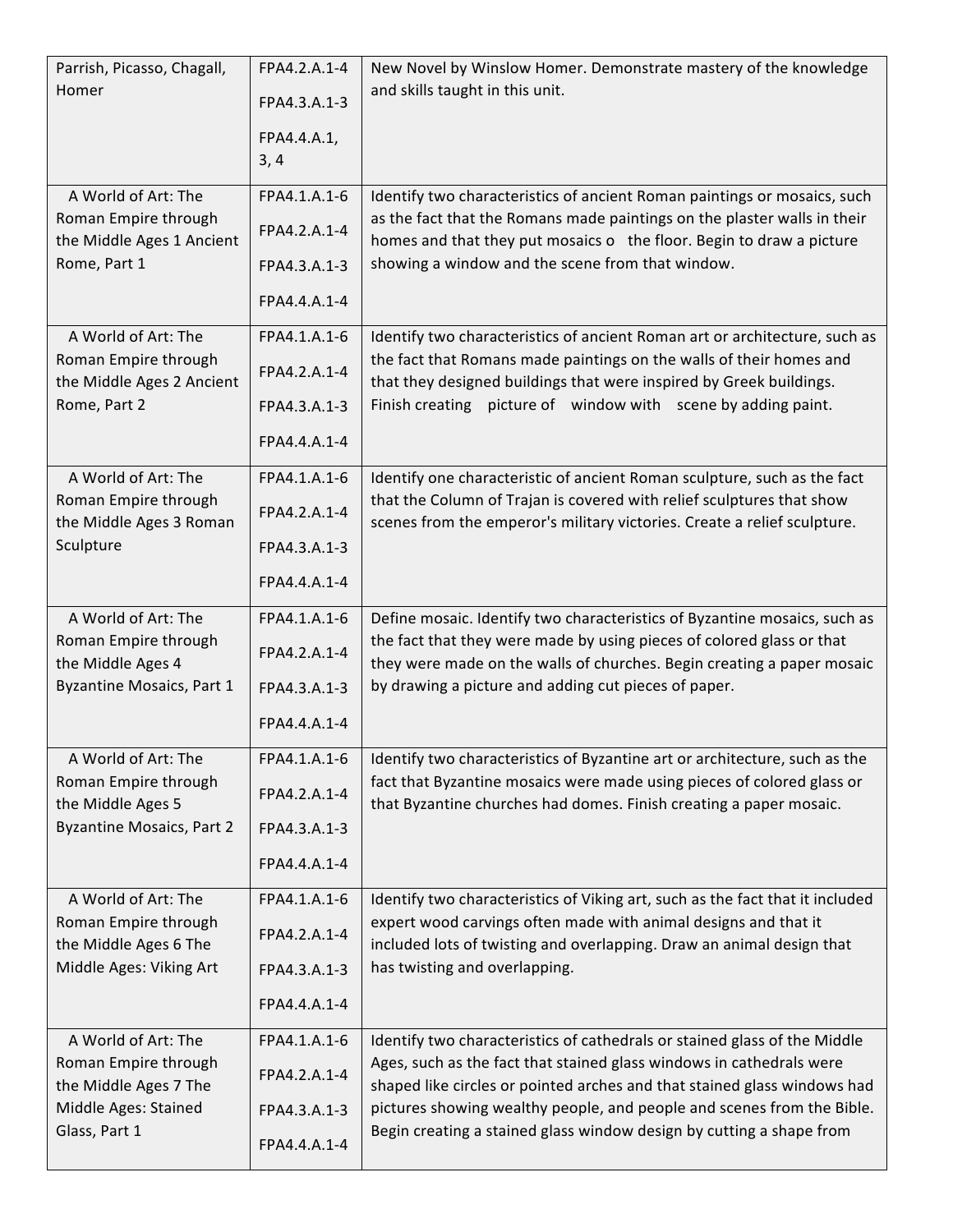| | | |
|---|---|---|
| Parrish, Picasso, Chagall, Homer | FPA4.2.A.1-4<br>FPA4.3.A.1-3<br>FPA4.4.A.1, 3, 4 | New Novel by Winslow Homer. Demonstrate mastery of the knowledge and skills taught in this unit. |
| A World of Art: The Roman Empire through the Middle Ages 1 Ancient Rome, Part 1 | FPA4.1.A.1-6<br>FPA4.2.A.1-4<br>FPA4.3.A.1-3<br>FPA4.4.A.1-4 | Identify two characteristics of ancient Roman paintings or mosaics, such as the fact that the Romans made paintings on the plaster walls in their homes and that they put mosaics o the floor. Begin to draw a picture showing a window and the scene from that window. |
| A World of Art: The Roman Empire through the Middle Ages 2 Ancient Rome, Part 2 | FPA4.1.A.1-6<br>FPA4.2.A.1-4<br>FPA4.3.A.1-3<br>FPA4.4.A.1-4 | Identify two characteristics of ancient Roman art or architecture, such as the fact that Romans made paintings on the walls of their homes and that they designed buildings that were inspired by Greek buildings. Finish creating picture of window with scene by adding paint. |
| A World of Art: The Roman Empire through the Middle Ages 3 Roman Sculpture | FPA4.1.A.1-6<br>FPA4.2.A.1-4<br>FPA4.3.A.1-3<br>FPA4.4.A.1-4 | Identify one characteristic of ancient Roman sculpture, such as the fact that the Column of Trajan is covered with relief sculptures that show scenes from the emperor's military victories. Create a relief sculpture. |
| A World of Art: The Roman Empire through the Middle Ages 4 Byzantine Mosaics, Part 1 | FPA4.1.A.1-6<br>FPA4.2.A.1-4<br>FPA4.3.A.1-3<br>FPA4.4.A.1-4 | Define mosaic. Identify two characteristics of Byzantine mosaics, such as the fact that they were made by using pieces of colored glass or that they were made on the walls of churches. Begin creating a paper mosaic by drawing a picture and adding cut pieces of paper. |
| A World of Art: The Roman Empire through the Middle Ages 5 Byzantine Mosaics, Part 2 | FPA4.1.A.1-6<br>FPA4.2.A.1-4<br>FPA4.3.A.1-3<br>FPA4.4.A.1-4 | Identify two characteristics of Byzantine art or architecture, such as the fact that Byzantine mosaics were made using pieces of colored glass or that Byzantine churches had domes. Finish creating a paper mosaic. |
| A World of Art: The Roman Empire through the Middle Ages 6 The Middle Ages: Viking Art | FPA4.1.A.1-6<br>FPA4.2.A.1-4<br>FPA4.3.A.1-3<br>FPA4.4.A.1-4 | Identify two characteristics of Viking art, such as the fact that it included expert wood carvings often made with animal designs and that it included lots of twisting and overlapping. Draw an animal design that has twisting and overlapping. |
| A World of Art: The Roman Empire through the Middle Ages 7 The Middle Ages: Stained Glass, Part 1 | FPA4.1.A.1-6<br>FPA4.2.A.1-4<br>FPA4.3.A.1-3<br>FPA4.4.A.1-4 | Identify two characteristics of cathedrals or stained glass of the Middle Ages, such as the fact that stained glass windows in cathedrals were shaped like circles or pointed arches and that stained glass windows had pictures showing wealthy people, and people and scenes from the Bible. Begin creating a stained glass window design by cutting a shape from |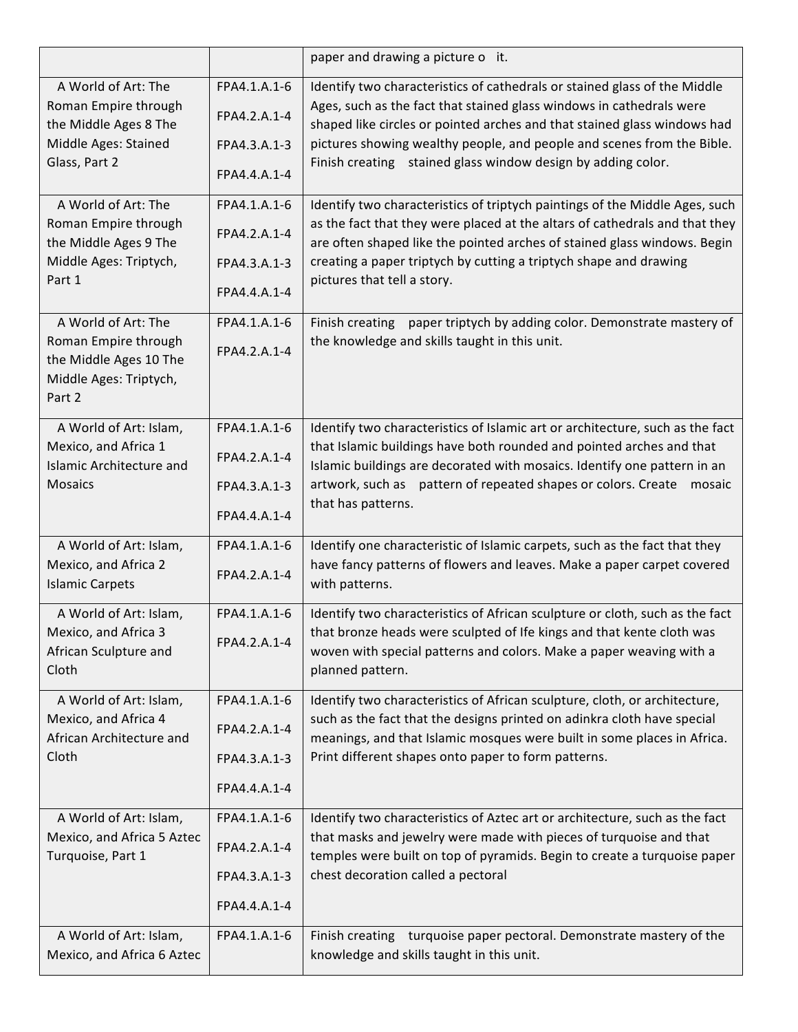| | | paper and drawing a picture o it. |
|---|---|---|
| A World of Art: The Roman Empire through the Middle Ages 8 The Middle Ages: Stained Glass, Part 2 | FPA4.1.A.1-6<br>FPA4.2.A.1-4<br>FPA4.3.A.1-3<br>FPA4.4.A.1-4 | Identify two characteristics of cathedrals or stained glass of the Middle Ages, such as the fact that stained glass windows in cathedrals were shaped like circles or pointed arches and that stained glass windows had pictures showing wealthy people, and people and scenes from the Bible. Finish creating stained glass window design by adding color. |
| A World of Art: The Roman Empire through the Middle Ages 9 The Middle Ages: Triptych, Part 1 | FPA4.1.A.1-6<br>FPA4.2.A.1-4<br>FPA4.3.A.1-3<br>FPA4.4.A.1-4 | Identify two characteristics of triptych paintings of the Middle Ages, such as the fact that they were placed at the altars of cathedrals and that they are often shaped like the pointed arches of stained glass windows. Begin creating a paper triptych by cutting a triptych shape and drawing pictures that tell a story. |
| A World of Art: The Roman Empire through the Middle Ages 10 The Middle Ages: Triptych, Part 2 | FPA4.1.A.1-6<br>FPA4.2.A.1-4 | Finish creating paper triptych by adding color. Demonstrate mastery of the knowledge and skills taught in this unit. |
| A World of Art: Islam, Mexico, and Africa 1 Islamic Architecture and Mosaics | FPA4.1.A.1-6<br>FPA4.2.A.1-4<br>FPA4.3.A.1-3<br>FPA4.4.A.1-4 | Identify two characteristics of Islamic art or architecture, such as the fact that Islamic buildings have both rounded and pointed arches and that Islamic buildings are decorated with mosaics. Identify one pattern in an artwork, such as pattern of repeated shapes or colors. Create mosaic that has patterns. |
| A World of Art: Islam, Mexico, and Africa 2 Islamic Carpets | FPA4.1.A.1-6<br>FPA4.2.A.1-4 | Identify one characteristic of Islamic carpets, such as the fact that they have fancy patterns of flowers and leaves. Make a paper carpet covered with patterns. |
| A World of Art: Islam, Mexico, and Africa 3 African Sculpture and Cloth | FPA4.1.A.1-6<br>FPA4.2.A.1-4 | Identify two characteristics of African sculpture or cloth, such as the fact that bronze heads were sculpted of Ife kings and that kente cloth was woven with special patterns and colors. Make a paper weaving with a planned pattern. |
| A World of Art: Islam, Mexico, and Africa 4 African Architecture and Cloth | FPA4.1.A.1-6<br>FPA4.2.A.1-4<br>FPA4.3.A.1-3<br>FPA4.4.A.1-4 | Identify two characteristics of African sculpture, cloth, or architecture, such as the fact that the designs printed on adinkra cloth have special meanings, and that Islamic mosques were built in some places in Africa. Print different shapes onto paper to form patterns. |
| A World of Art: Islam, Mexico, and Africa 5 Aztec Turquoise, Part 1 | FPA4.1.A.1-6<br>FPA4.2.A.1-4<br>FPA4.3.A.1-3<br>FPA4.4.A.1-4 | Identify two characteristics of Aztec art or architecture, such as the fact that masks and jewelry were made with pieces of turquoise and that temples were built on top of pyramids. Begin to create a turquoise paper chest decoration called a pectoral |
| A World of Art: Islam, Mexico, and Africa 6 Aztec | FPA4.1.A.1-6 | Finish creating turquoise paper pectoral. Demonstrate mastery of the knowledge and skills taught in this unit. |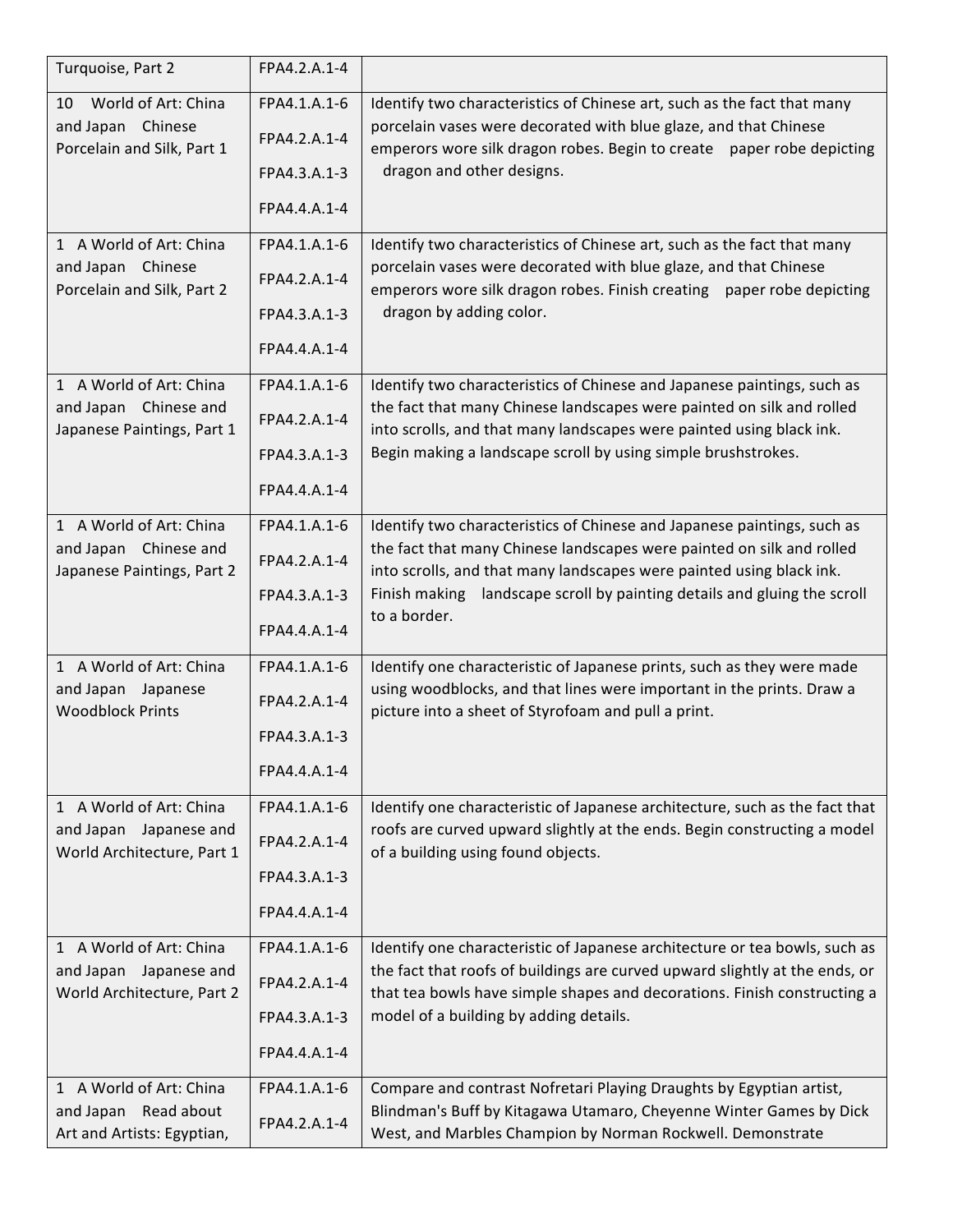| | | |
|---|---|---|
| Turquoise, Part 2 | FPA4.2.A.1-4 | |
| 10 World of Art: China and Japan Chinese Porcelain and Silk, Part 1 | FPA4.1.A.1-6<br>FPA4.2.A.1-4<br>FPA4.3.A.1-3<br>FPA4.4.A.1-4 | Identify two characteristics of Chinese art, such as the fact that many porcelain vases were decorated with blue glaze, and that Chinese emperors wore silk dragon robes. Begin to create paper robe depicting dragon and other designs. |
| 1 A World of Art: China and Japan Chinese Porcelain and Silk, Part 2 | FPA4.1.A.1-6<br>FPA4.2.A.1-4<br>FPA4.3.A.1-3<br>FPA4.4.A.1-4 | Identify two characteristics of Chinese art, such as the fact that many porcelain vases were decorated with blue glaze, and that Chinese emperors wore silk dragon robes. Finish creating paper robe depicting dragon by adding color. |
| 1 A World of Art: China and Japan Chinese and Japanese Paintings, Part 1 | FPA4.1.A.1-6<br>FPA4.2.A.1-4<br>FPA4.3.A.1-3<br>FPA4.4.A.1-4 | Identify two characteristics of Chinese and Japanese paintings, such as the fact that many Chinese landscapes were painted on silk and rolled into scrolls, and that many landscapes were painted using black ink. Begin making a landscape scroll by using simple brushstrokes. |
| 1 A World of Art: China and Japan Chinese and Japanese Paintings, Part 2 | FPA4.1.A.1-6<br>FPA4.2.A.1-4<br>FPA4.3.A.1-3<br>FPA4.4.A.1-4 | Identify two characteristics of Chinese and Japanese paintings, such as the fact that many Chinese landscapes were painted on silk and rolled into scrolls, and that many landscapes were painted using black ink. Finish making landscape scroll by painting details and gluing the scroll to a border. |
| 1 A World of Art: China and Japan Japanese Woodblock Prints | FPA4.1.A.1-6<br>FPA4.2.A.1-4<br>FPA4.3.A.1-3<br>FPA4.4.A.1-4 | Identify one characteristic of Japanese prints, such as they were made using woodblocks, and that lines were important in the prints. Draw a picture into a sheet of Styrofoam and pull a print. |
| 1 A World of Art: China and Japan Japanese and World Architecture, Part 1 | FPA4.1.A.1-6<br>FPA4.2.A.1-4<br>FPA4.3.A.1-3<br>FPA4.4.A.1-4 | Identify one characteristic of Japanese architecture, such as the fact that roofs are curved upward slightly at the ends. Begin constructing a model of a building using found objects. |
| 1 A World of Art: China and Japan Japanese and World Architecture, Part 2 | FPA4.1.A.1-6<br>FPA4.2.A.1-4<br>FPA4.3.A.1-3<br>FPA4.4.A.1-4 | Identify one characteristic of Japanese architecture or tea bowls, such as the fact that roofs of buildings are curved upward slightly at the ends, or that tea bowls have simple shapes and decorations. Finish constructing a model of a building by adding details. |
| 1 A World of Art: China and Japan Read about Art and Artists: Egyptian, | FPA4.1.A.1-6<br>FPA4.2.A.1-4 | Compare and contrast Nofretari Playing Draughts by Egyptian artist, Blindman's Buff by Kitagawa Utamaro, Cheyenne Winter Games by Dick West, and Marbles Champion by Norman Rockwell. Demonstrate |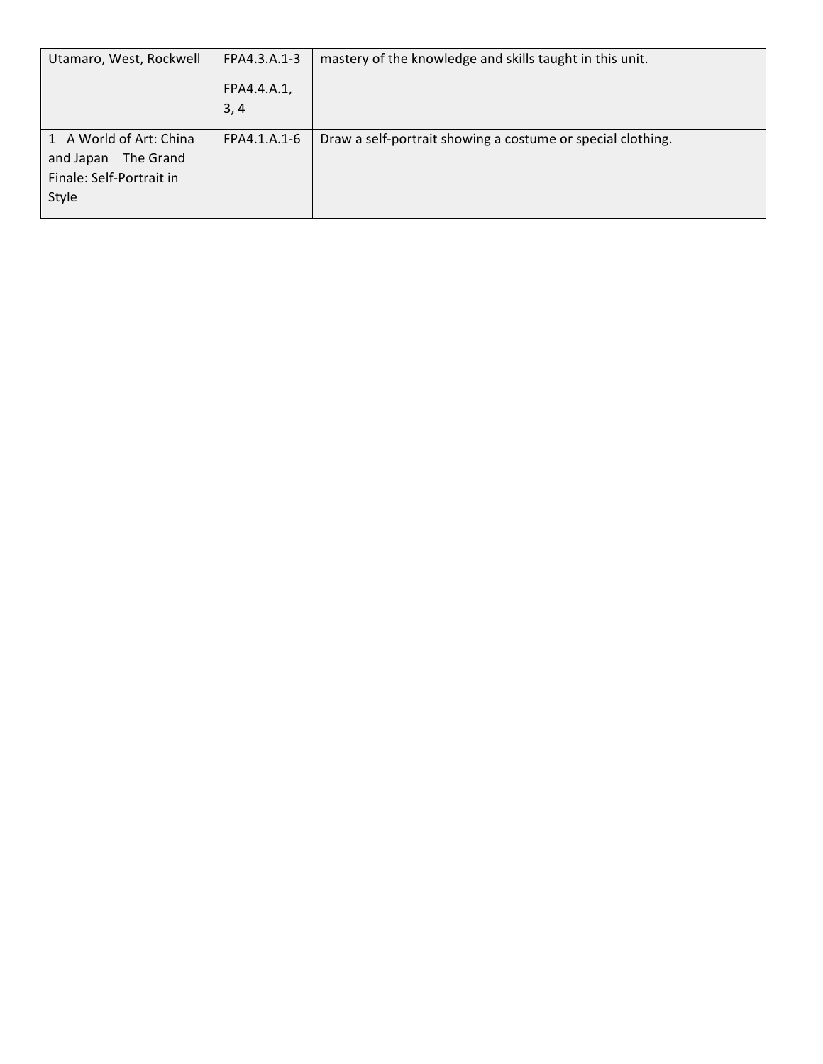| | | |
|---|---|---|
| Utamaro, West, Rockwell | FPA4.3.A.1-3<br><br>FPA4.4.A.1, 3, 4 | mastery of the knowledge and skills taught in this unit. |
| 1 A World of Art: China and Japan The Grand Finale: Self-Portrait in Style | FPA4.1.A.1-6 | Draw a self-portrait showing a costume or special clothing. |